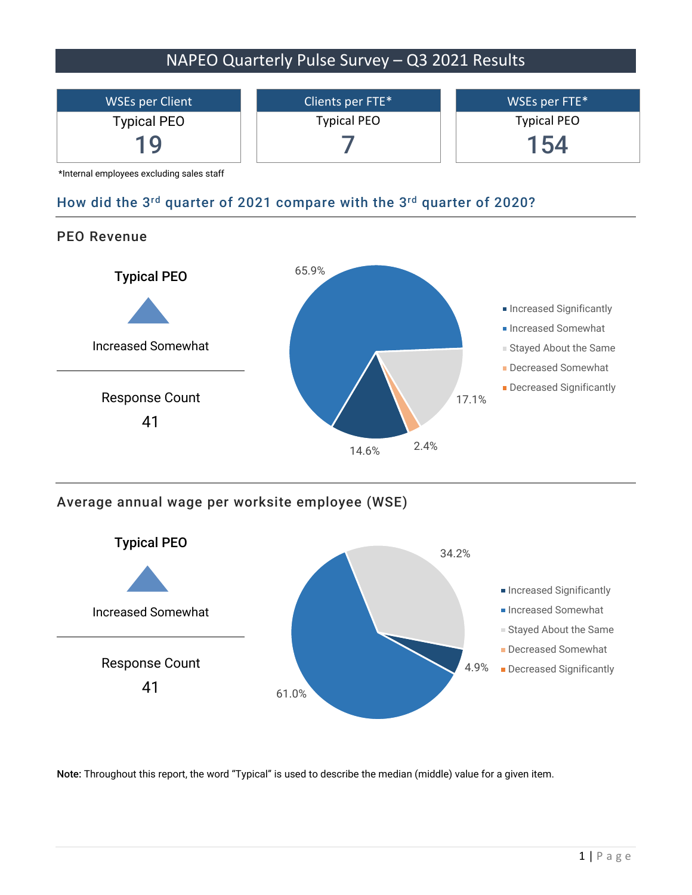# NAPEO Quarterly Pulse Survey – Q3 2021 Results

| WSEs per Client | Clients per FTE* | WSEs per FTE* |
|---|---|---|
| Typical PEO | Typical PEO | Typical PEO |
| 19 | 7 | 154 |

*Internal employees excluding sales staff

## How did the 3rd quarter of 2021 compare with the 3rd quarter of 2020?

### PEO Revenue

**Typical PEO**

▲ Increased Somewhat

Response Count

41

| Response | Percentage |
|---|---|
| Increased Significantly | 14.6% |
| Increased Somewhat | 65.9% |
| Stayed About the Same | 17.1% |
| Decreased Somewhat | 2.4% |
| Decreased Significantly | |

### Average annual wage per worksite employee (WSE)

**Typical PEO**

▲ Increased Somewhat

Response Count

41

| Response | Percentage |
|---|---|
| Increased Significantly | 4.9% |
| Increased Somewhat | 61.0% |
| Stayed About the Same | 34.2% |
| Decreased Somewhat | |
| Decreased Significantly | |

**Note:** Throughout this report, the word "Typical" is used to describe the median (middle) value for a given item.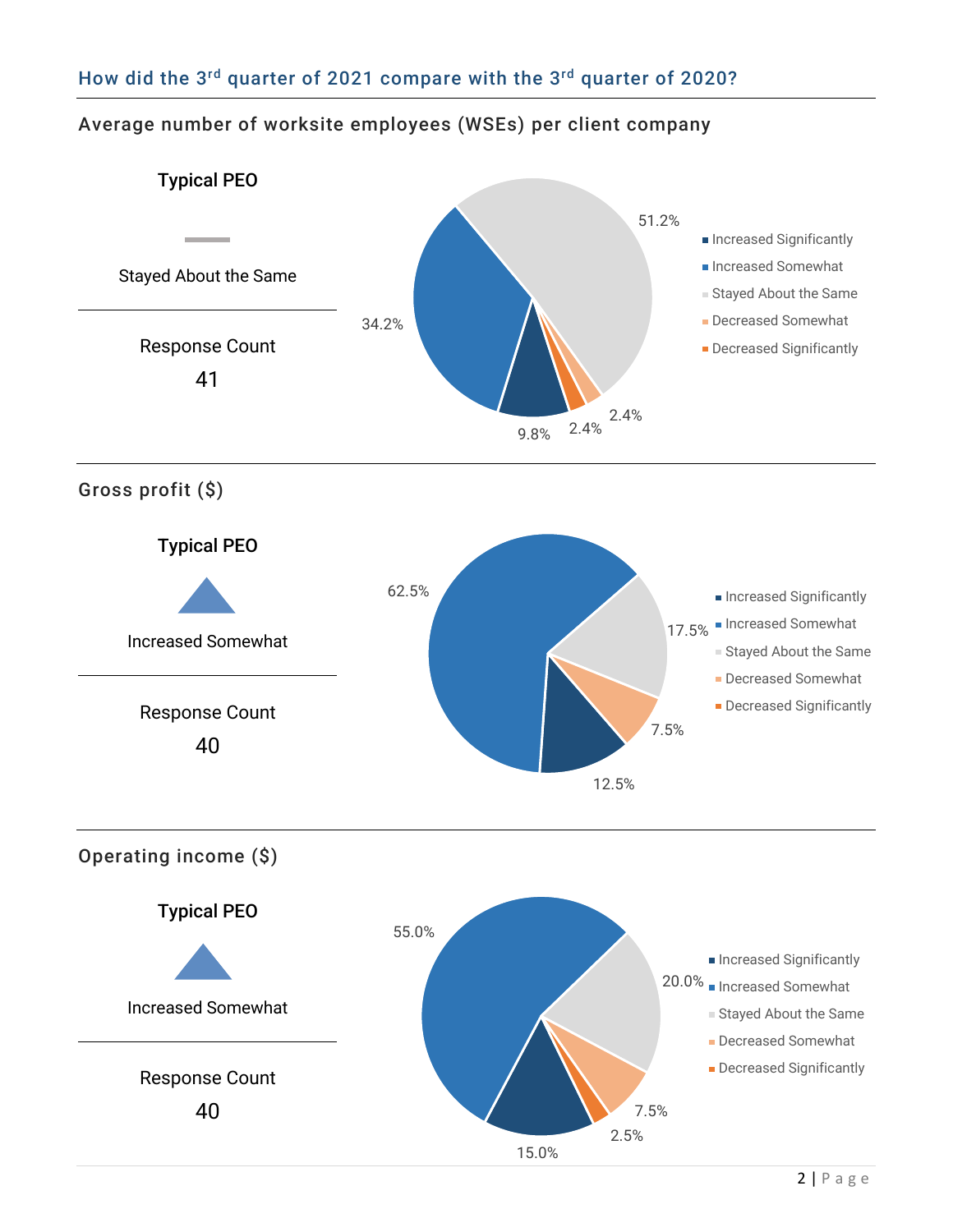## How did the 3rd quarter of 2021 compare with the 3rd quarter of 2020?

### Average number of worksite employees (WSEs) per client company

**Typical PEO**

Stayed About the Same

Response Count

41

| Response | Percentage |
|---|---|
| Increased Significantly | 9.8% |
| Increased Somewhat | 34.2% |
| Stayed About the Same | 51.2% |
| Decreased Somewhat | 2.4% |
| Decreased Significantly | 2.4% |

### Gross profit ($)

**Typical PEO**

Increased Somewhat

Response Count

40

| Response | Percentage |
|---|---|
| Increased Significantly | 12.5% |
| Increased Somewhat | 62.5% |
| Stayed About the Same | 17.5% |
| Decreased Somewhat | 7.5% |
| Decreased Significantly | |

### Operating income ($)

**Typical PEO**

Increased Somewhat

Response Count

40

| Response | Percentage |
|---|---|
| Increased Significantly | 15.0% |
| Increased Somewhat | 55.0% |
| Stayed About the Same | 20.0% |
| Decreased Somewhat | 7.5% |
| Decreased Significantly | 2.5% |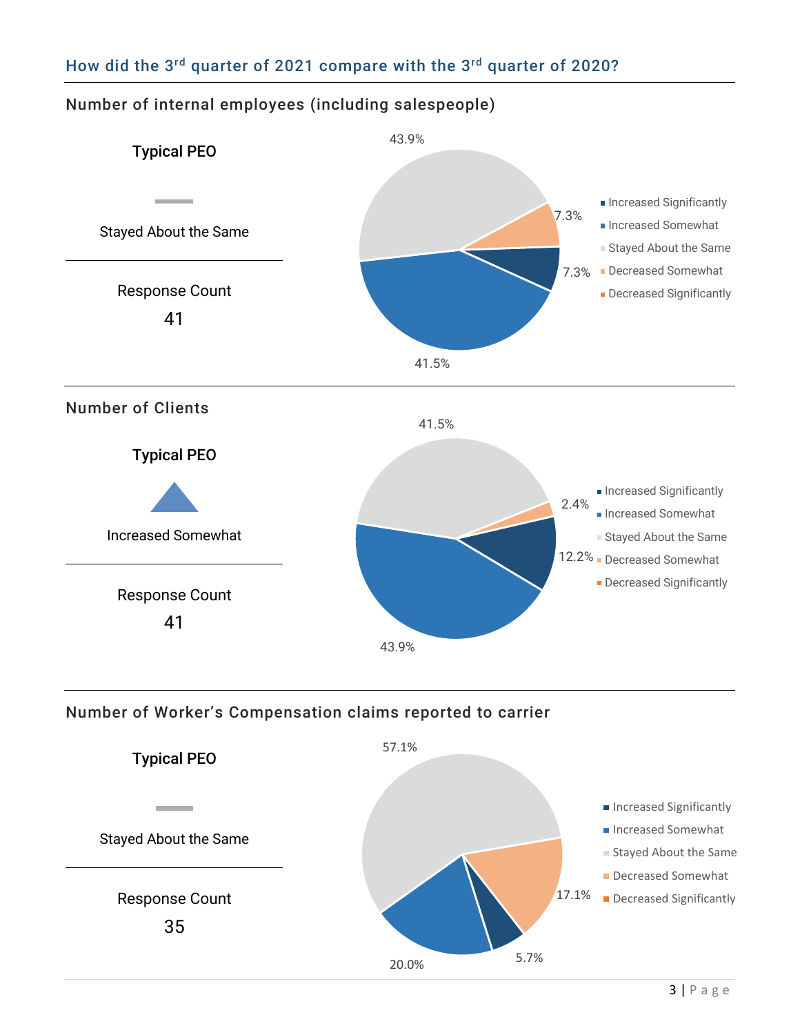## How did the 3rd quarter of 2021 compare with the 3rd quarter of 2020?

### Number of internal employees (including salespeople)

**Typical PEO**

Stayed About the Same

Response Count
41

- Increased Significantly: 7.3%
- Increased Somewhat: 41.5%
- Stayed About the Same: 43.9%
- Decreased Somewhat: 7.3%
- Decreased Significantly

### Number of Clients

**Typical PEO**

Increased Somewhat

Response Count
41

- Increased Significantly: 12.2%
- Increased Somewhat: 43.9%
- Stayed About the Same: 41.5%
- Decreased Somewhat: 2.4%
- Decreased Significantly

### Number of Worker's Compensation claims reported to carrier

**Typical PEO**

Stayed About the Same

Response Count
35

- Increased Significantly: 5.7%
- Increased Somewhat: 20.0%
- Stayed About the Same: 57.1%
- Decreased Somewhat: 17.1%
- Decreased Significantly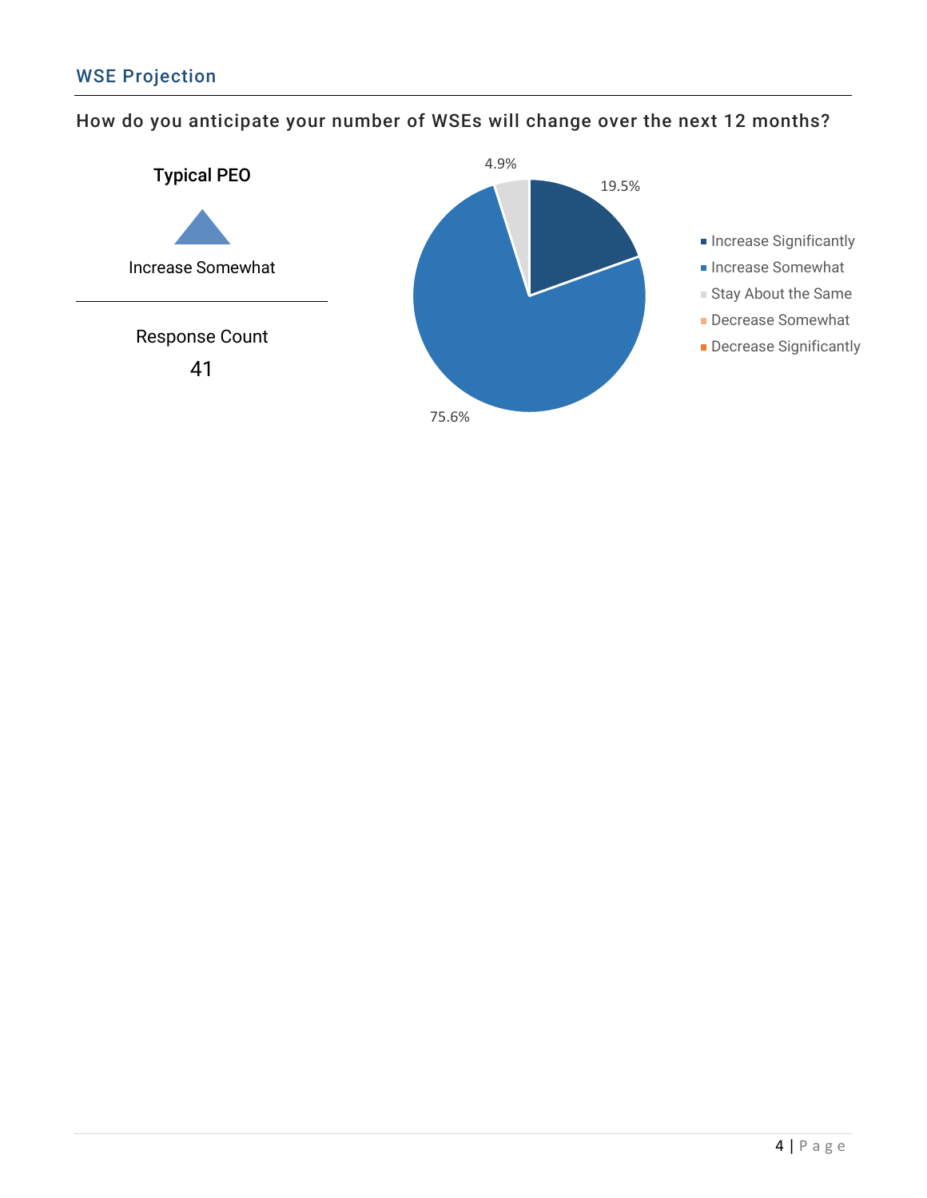## WSE Projection

How do you anticipate your number of WSEs will change over the next 12 months?

Typical PEO

Increase Somewhat

Response Count

41

4.9%

19.5%

75.6%

- Increase Significantly
- Increase Somewhat
- Stay About the Same
- Decrease Somewhat
- Decrease Significantly